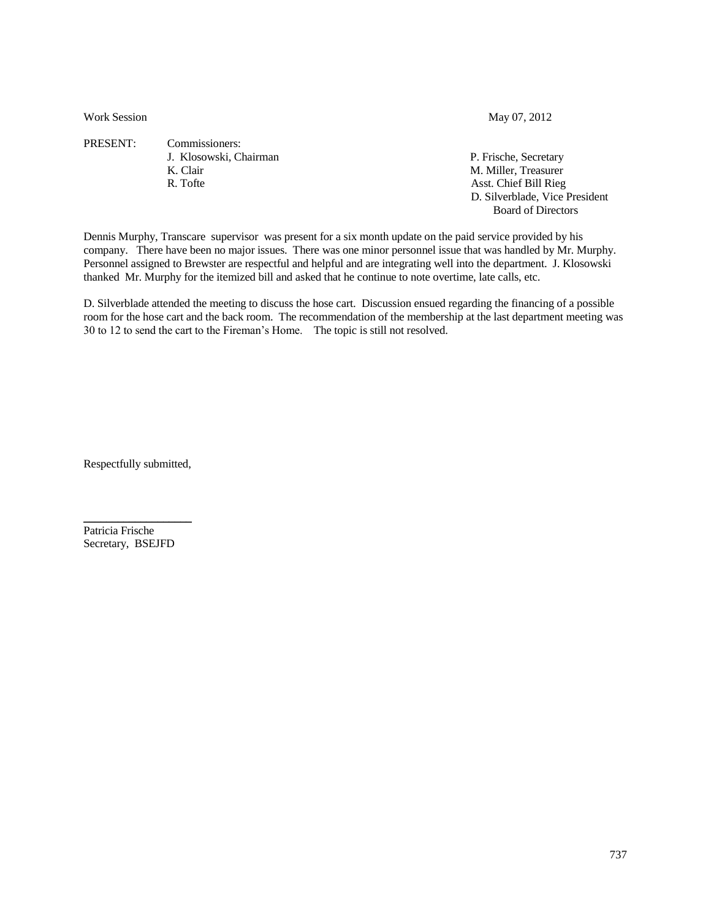Work Session May 07, 2012

PRESENT: Commissioners:

J. Klosowski, Chairman
K. Clair
R. Tofte

P. Frische, Secretary
M. Miller, Treasurer
Asst. Chief Bill Rieg
D. Silverblade, Vice President Board of Directors

Dennis Murphy, Transcare supervisor was present for a six month update on the paid service provided by his company. There have been no major issues. There was one minor personnel issue that was handled by Mr. Murphy. Personnel assigned to Brewster are respectful and helpful and are integrating well into the department. J. Klosowski thanked Mr. Murphy for the itemized bill and asked that he continue to note overtime, late calls, etc.

D. Silverblade attended the meeting to discuss the hose cart. Discussion ensued regarding the financing of a possible room for the hose cart and the back room. The recommendation of the membership at the last department meeting was 30 to 12 to send the cart to the Fireman's Home. The topic is still not resolved.

Respectfully submitted,

Patricia Frische
Secretary, BSEJFD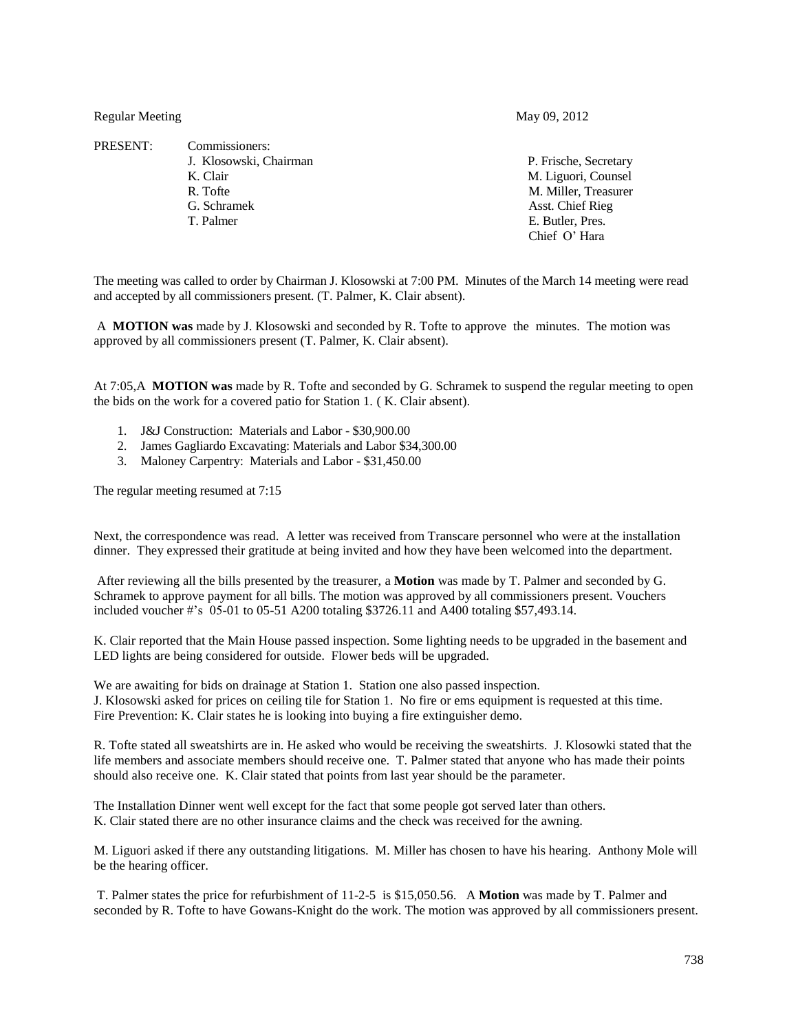Regular Meeting May 09, 2012

PRESENT: Commissioners:

| | |
|---|---|
| J. Klosowski, Chairman | P. Frische, Secretary |
| K. Clair | M. Liguori, Counsel |
| R. Tofte | M. Miller, Treasurer |
| G. Schramek | Asst. Chief Rieg |
| T. Palmer | E. Butler, Pres. |
| | Chief O' Hara |

The meeting was called to order by Chairman J. Klosowski at 7:00 PM. Minutes of the March 14 meeting were read and accepted by all commissioners present. (T. Palmer, K. Clair absent).

A **MOTION was** made by J. Klosowski and seconded by R. Tofte to approve the minutes. The motion was approved by all commissioners present (T. Palmer, K. Clair absent).

At 7:05,A **MOTION was** made by R. Tofte and seconded by G. Schramek to suspend the regular meeting to open the bids on the work for a covered patio for Station 1. ( K. Clair absent).

1. J&J Construction: Materials and Labor - $30,900.00
2. James Gagliardo Excavating: Materials and Labor $34,300.00
3. Maloney Carpentry: Materials and Labor - $31,450.00

The regular meeting resumed at 7:15

Next, the correspondence was read. A letter was received from Transcare personnel who were at the installation dinner. They expressed their gratitude at being invited and how they have been welcomed into the department.

After reviewing all the bills presented by the treasurer, a **Motion** was made by T. Palmer and seconded by G. Schramek to approve payment for all bills. The motion was approved by all commissioners present. Vouchers included voucher #'s 05-01 to 05-51 A200 totaling $3726.11 and A400 totaling $57,493.14.

K. Clair reported that the Main House passed inspection. Some lighting needs to be upgraded in the basement and LED lights are being considered for outside. Flower beds will be upgraded.

We are awaiting for bids on drainage at Station 1. Station one also passed inspection.
J. Klosowski asked for prices on ceiling tile for Station 1. No fire or ems equipment is requested at this time.
Fire Prevention: K. Clair states he is looking into buying a fire extinguisher demo.

R. Tofte stated all sweatshirts are in. He asked who would be receiving the sweatshirts. J. Klosowki stated that the life members and associate members should receive one. T. Palmer stated that anyone who has made their points should also receive one. K. Clair stated that points from last year should be the parameter.

The Installation Dinner went well except for the fact that some people got served later than others.
K. Clair stated there are no other insurance claims and the check was received for the awning.

M. Liguori asked if there any outstanding litigations. M. Miller has chosen to have his hearing. Anthony Mole will be the hearing officer.

T. Palmer states the price for refurbishment of 11-2-5 is $15,050.56. A **Motion** was made by T. Palmer and seconded by R. Tofte to have Gowans-Knight do the work. The motion was approved by all commissioners present.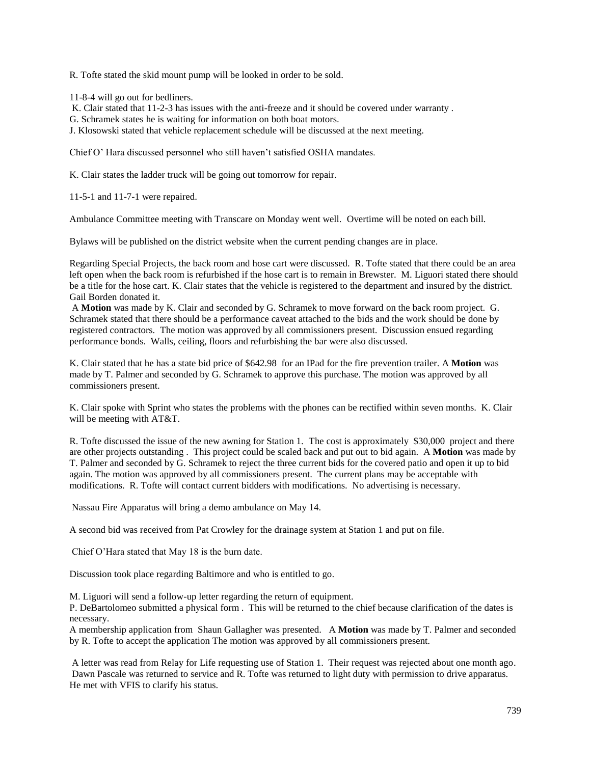R. Tofte stated the skid mount pump will be looked in order to be sold.

11-8-4 will go out for bedliners.

K. Clair stated that 11-2-3 has issues with the anti-freeze and it should be covered under warranty .

G. Schramek states he is waiting for information on both boat motors.

J. Klosowski stated that vehicle replacement schedule will be discussed at the next meeting.

Chief O' Hara discussed personnel who still haven't satisfied OSHA mandates.

K. Clair states the ladder truck will be going out tomorrow for repair.

11-5-1 and 11-7-1 were repaired.

Ambulance Committee meeting with Transcare on Monday went well. Overtime will be noted on each bill.

Bylaws will be published on the district website when the current pending changes are in place.

Regarding Special Projects, the back room and hose cart were discussed. R. Tofte stated that there could be an area left open when the back room is refurbished if the hose cart is to remain in Brewster. M. Liguori stated there should be a title for the hose cart. K. Clair states that the vehicle is registered to the department and insured by the district. Gail Borden donated it.

A **Motion** was made by K. Clair and seconded by G. Schramek to move forward on the back room project. G. Schramek stated that there should be a performance caveat attached to the bids and the work should be done by registered contractors. The motion was approved by all commissioners present. Discussion ensued regarding performance bonds. Walls, ceiling, floors and refurbishing the bar were also discussed.

K. Clair stated that he has a state bid price of $642.98 for an IPad for the fire prevention trailer. A **Motion** was made by T. Palmer and seconded by G. Schramek to approve this purchase. The motion was approved by all commissioners present.

K. Clair spoke with Sprint who states the problems with the phones can be rectified within seven months. K. Clair will be meeting with AT&T.

R. Tofte discussed the issue of the new awning for Station 1. The cost is approximately $30,000 project and there are other projects outstanding . This project could be scaled back and put out to bid again. A **Motion** was made by T. Palmer and seconded by G. Schramek to reject the three current bids for the covered patio and open it up to bid again. The motion was approved by all commissioners present. The current plans may be acceptable with modifications. R. Tofte will contact current bidders with modifications. No advertising is necessary.

Nassau Fire Apparatus will bring a demo ambulance on May 14.

A second bid was received from Pat Crowley for the drainage system at Station 1 and put on file.

Chief O'Hara stated that May 18 is the burn date.

Discussion took place regarding Baltimore and who is entitled to go.

M. Liguori will send a follow-up letter regarding the return of equipment.

P. DeBartolomeo submitted a physical form . This will be returned to the chief because clarification of the dates is necessary.

A membership application from Shaun Gallagher was presented. A **Motion** was made by T. Palmer and seconded by R. Tofte to accept the application The motion was approved by all commissioners present.

A letter was read from Relay for Life requesting use of Station 1. Their request was rejected about one month ago.

Dawn Pascale was returned to service and R. Tofte was returned to light duty with permission to drive apparatus. He met with VFIS to clarify his status.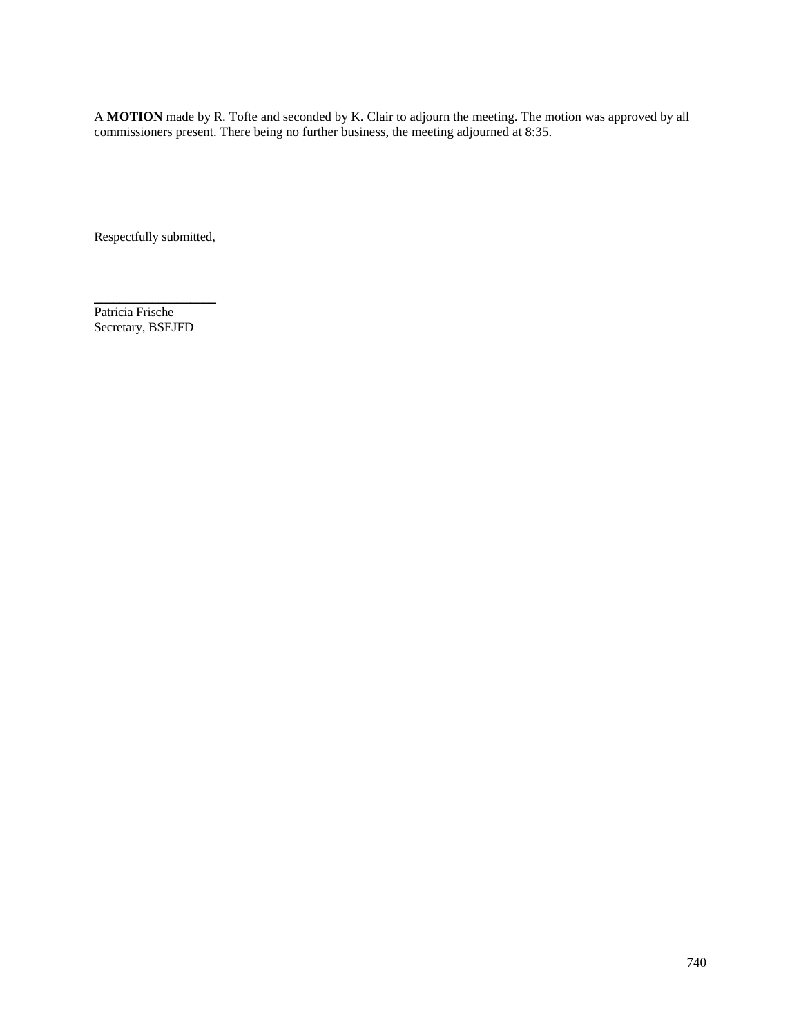A **MOTION** made by R. Tofte and seconded by K. Clair to adjourn the meeting. The motion was approved by all commissioners present. There being no further business, the meeting adjourned at 8:35.

Respectfully submitted,

__________________
Patricia Frische
Secretary, BSEJFD